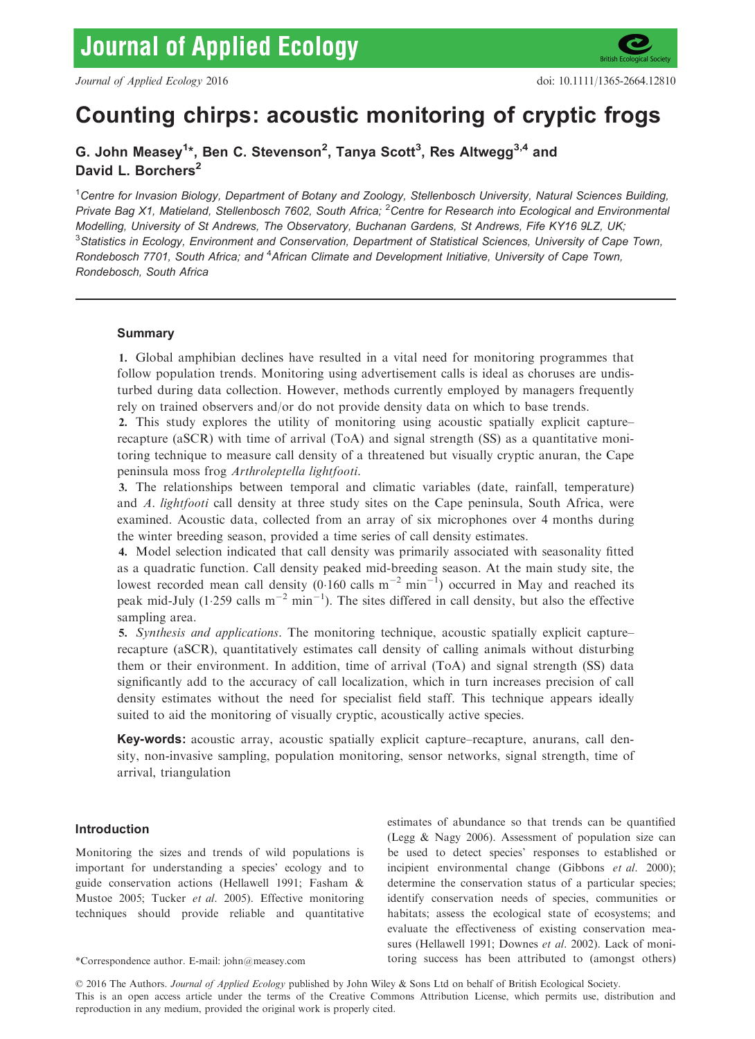# Counting chirps: acoustic monitoring of cryptic frogs

**G. John Measey[1]*, Ben C. Stevenson[2], Tanya Scott[3], Res Altwegg[3,4] and David L. Borchers[2]**

[1]Centre for Invasion Biology, Department of Botany and Zoology, Stellenbosch University, Natural Sciences Building, Private Bag X1, Matieland, Stellenbosch 7602, South Africa; [2]Centre for Research into Ecological and Environmental Modelling, University of St Andrews, The Observatory, Buchanan Gardens, St Andrews, Fife KY16 9LZ, UK; [3]Statistics in Ecology, Environment and Conservation, Department of Statistical Sciences, University of Cape Town, Rondebosch 7701, South Africa; and [4]African Climate and Development Initiative, University of Cape Town, Rondebosch, South Africa

## Summary

**1.** Global amphibian declines have resulted in a vital need for monitoring programmes that follow population trends. Monitoring using advertisement calls is ideal as choruses are undisturbed during data collection. However, methods currently employed by managers frequently rely on trained observers and/or do not provide density data on which to base trends.

**2.** This study explores the utility of monitoring using acoustic spatially explicit capture–recapture (aSCR) with time of arrival (ToA) and signal strength (SS) as a quantitative monitoring technique to measure call density of a threatened but visually cryptic anuran, the Cape peninsula moss frog *Arthroleptella lightfooti*.

**3.** The relationships between temporal and climatic variables (date, rainfall, temperature) and *A. lightfooti* call density at three study sites on the Cape peninsula, South Africa, were examined. Acoustic data, collected from an array of six microphones over 4 months during the winter breeding season, provided a time series of call density estimates.

**4.** Model selection indicated that call density was primarily associated with seasonality fitted as a quadratic function. Call density peaked mid-breeding season. At the main study site, the lowest recorded mean call density (0·160 calls $m^{-2}$ $min^{-1}$) occurred in May and reached its peak mid-July (1·259 calls $m^{-2}$ $min^{-1}$). The sites differed in call density, but also the effective sampling area.

**5.** *Synthesis and applications*. The monitoring technique, acoustic spatially explicit capture–recapture (aSCR), quantitatively estimates call density of calling animals without disturbing them or their environment. In addition, time of arrival (ToA) and signal strength (SS) data significantly add to the accuracy of call localization, which in turn increases precision of call density estimates without the need for specialist field staff. This technique appears ideally suited to aid the monitoring of visually cryptic, acoustically active species.

**Key-words:** acoustic array, acoustic spatially explicit capture–recapture, anurans, call density, non-invasive sampling, population monitoring, sensor networks, signal strength, time of arrival, triangulation

## Introduction

Monitoring the sizes and trends of wild populations is important for understanding a species' ecology and to guide conservation actions (Hellawell 1991; Fasham & Mustoe 2005; Tucker *et al*. 2005). Effective monitoring techniques should provide reliable and quantitative estimates of abundance so that trends can be quantified (Legg & Nagy 2006). Assessment of population size can be used to detect species' responses to established or incipient environmental change (Gibbons *et al*. 2000); determine the conservation status of a particular species; identify conservation needs of species, communities or habitats; assess the ecological state of ecosystems; and evaluate the effectiveness of existing conservation measures (Hellawell 1991; Downes *et al*. 2002). Lack of monitoring success has been attributed to (amongst others)

*Correspondence author. E-mail: john@measey.com

© 2016 The Authors. *Journal of Applied Ecology* published by John Wiley & Sons Ltd on behalf of British Ecological Society. This is an open access article under the terms of the Creative Commons Attribution License, which permits use, distribution and reproduction in any medium, provided the original work is properly cited.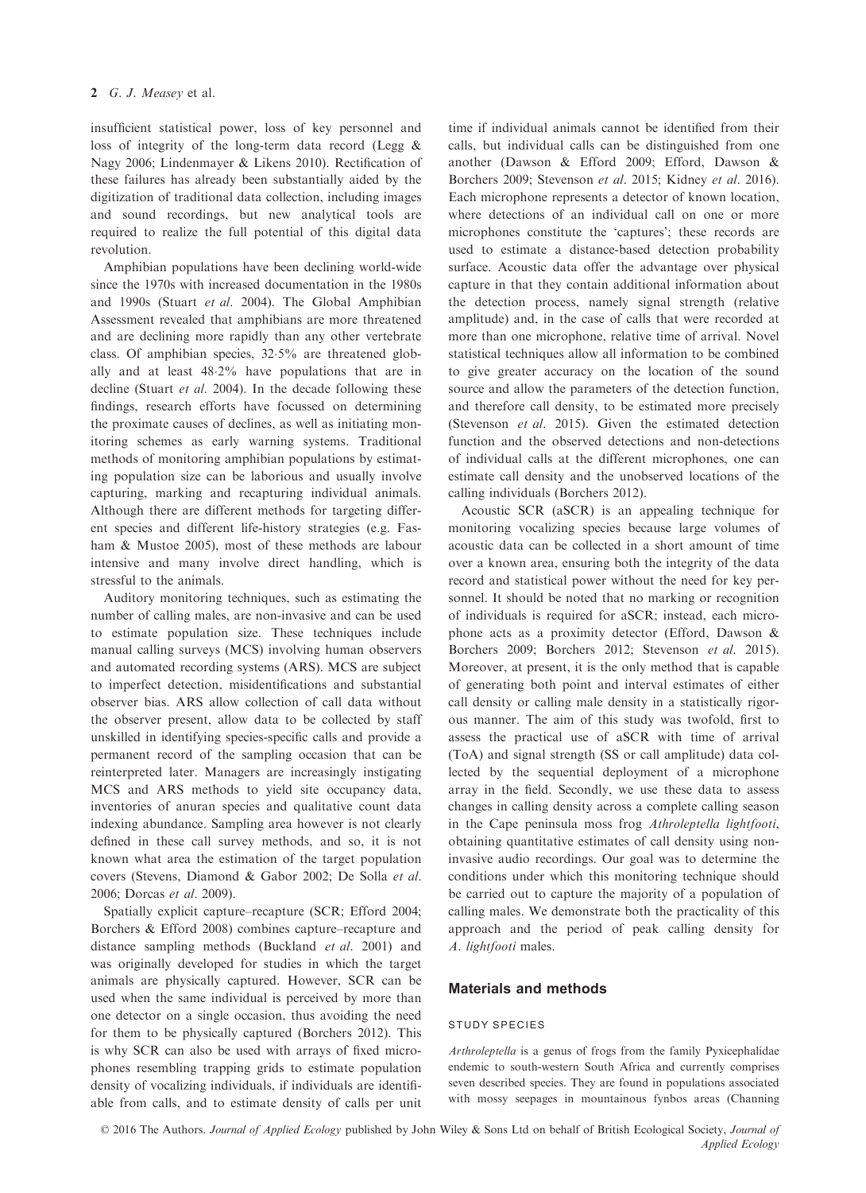insufficient statistical power, loss of key personnel and loss of integrity of the long-term data record (Legg & Nagy 2006; Lindenmayer & Likens 2010). Rectification of these failures has already been substantially aided by the digitization of traditional data collection, including images and sound recordings, but new analytical tools are required to realize the full potential of this digital data revolution.

Amphibian populations have been declining world-wide since the 1970s with increased documentation in the 1980s and 1990s (Stuart *et al.* 2004). The Global Amphibian Assessment revealed that amphibians are more threatened and are declining more rapidly than any other vertebrate class. Of amphibian species, 32·5% are threatened globally and at least 48·2% have populations that are in decline (Stuart *et al.* 2004). In the decade following these findings, research efforts have focussed on determining the proximate causes of declines, as well as initiating monitoring schemes as early warning systems. Traditional methods of monitoring amphibian populations by estimating population size can be laborious and usually involve capturing, marking and recapturing individual animals. Although there are different methods for targeting different species and different life-history strategies (e.g. Fasham & Mustoe 2005), most of these methods are labour intensive and many involve direct handling, which is stressful to the animals.

Auditory monitoring techniques, such as estimating the number of calling males, are non-invasive and can be used to estimate population size. These techniques include manual calling surveys (MCS) involving human observers and automated recording systems (ARS). MCS are subject to imperfect detection, misidentifications and substantial observer bias. ARS allow collection of call data without the observer present, allow data to be collected by staff unskilled in identifying species-specific calls and provide a permanent record of the sampling occasion that can be reinterpreted later. Managers are increasingly instigating MCS and ARS methods to yield site occupancy data, inventories of anuran species and qualitative count data indexing abundance. Sampling area however is not clearly defined in these call survey methods, and so, it is not known what area the estimation of the target population covers (Stevens, Diamond & Gabor 2002; De Solla *et al.* 2006; Dorcas *et al.* 2009).

Spatially explicit capture–recapture (SCR; Efford 2004; Borchers & Efford 2008) combines capture–recapture and distance sampling methods (Buckland *et al.* 2001) and was originally developed for studies in which the target animals are physically captured. However, SCR can be used when the same individual is perceived by more than one detector on a single occasion, thus avoiding the need for them to be physically captured (Borchers 2012). This is why SCR can also be used with arrays of fixed microphones resembling trapping grids to estimate population density of vocalizing individuals, if individuals are identifiable from calls, and to estimate density of calls per unit time if individual animals cannot be identified from their calls, but individual calls can be distinguished from one another (Dawson & Efford 2009; Efford, Dawson & Borchers 2009; Stevenson *et al.* 2015; Kidney *et al.* 2016). Each microphone represents a detector of known location, where detections of an individual call on one or more microphones constitute the 'captures'; these records are used to estimate a distance-based detection probability surface. Acoustic data offer the advantage over physical capture in that they contain additional information about the detection process, namely signal strength (relative amplitude) and, in the case of calls that were recorded at more than one microphone, relative time of arrival. Novel statistical techniques allow all information to be combined to give greater accuracy on the location of the sound source and allow the parameters of the detection function, and therefore call density, to be estimated more precisely (Stevenson *et al.* 2015). Given the estimated detection function and the observed detections and non-detections of individual calls at the different microphones, one can estimate call density and the unobserved locations of the calling individuals (Borchers 2012).

Acoustic SCR (aSCR) is an appealing technique for monitoring vocalizing species because large volumes of acoustic data can be collected in a short amount of time over a known area, ensuring both the integrity of the data record and statistical power without the need for key personnel. It should be noted that no marking or recognition of individuals is required for aSCR; instead, each microphone acts as a proximity detector (Efford, Dawson & Borchers 2009; Borchers 2012; Stevenson *et al.* 2015). Moreover, at present, it is the only method that is capable of generating both point and interval estimates of either call density or calling male density in a statistically rigorous manner. The aim of this study was twofold, first to assess the practical use of aSCR with time of arrival (ToA) and signal strength (SS or call amplitude) data collected by the sequential deployment of a microphone array in the field. Secondly, we use these data to assess changes in calling density across a complete calling season in the Cape peninsula moss frog *Athroleptella lightfooti*, obtaining quantitative estimates of call density using non-invasive audio recordings. Our goal was to determine the conditions under which this monitoring technique should be carried out to capture the majority of a population of calling males. We demonstrate both the practicality of this approach and the period of peak calling density for *A. lightfooti* males.

## Materials and methods

### STUDY SPECIES

*Arthroleptella* is a genus of frogs from the family Pyxicephalidae endemic to south-western South Africa and currently comprises seven described species. They are found in populations associated with mossy seepages in mountainous fynbos areas (Channing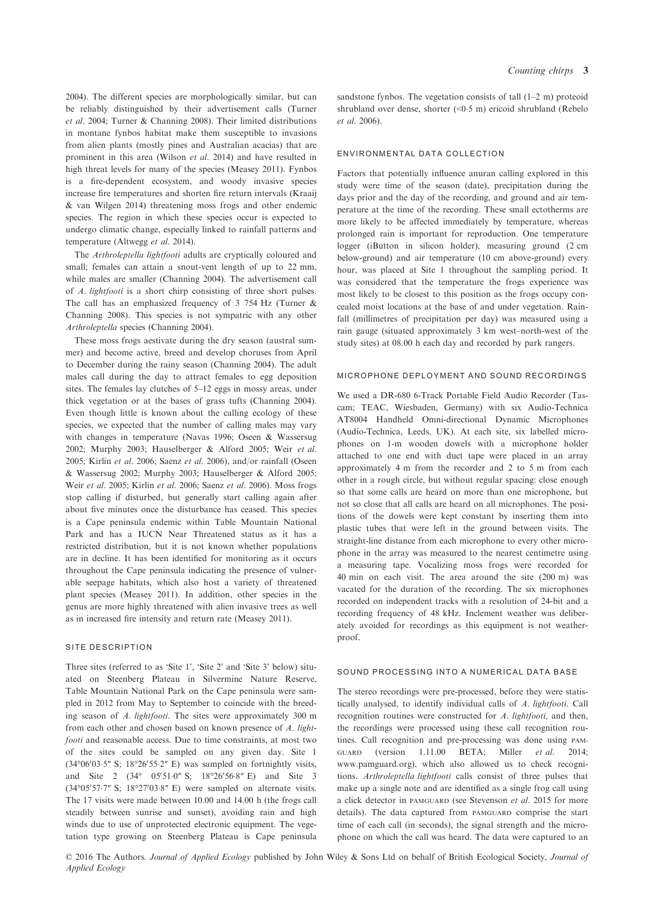2004). The different species are morphologically similar, but can be reliably distinguished by their advertisement calls (Turner *et al*. 2004; Turner & Channing 2008). Their limited distributions in montane fynbos habitat make them susceptible to invasions from alien plants (mostly pines and Australian acacias) that are prominent in this area (Wilson *et al*. 2014) and have resulted in high threat levels for many of the species (Measey 2011). Fynbos is a fire-dependent ecosystem, and woody invasive species increase fire temperatures and shorten fire return intervals (Kraaij & van Wilgen 2014) threatening moss frogs and other endemic species. The region in which these species occur is expected to undergo climatic change, especially linked to rainfall patterns and temperature (Altwegg *et al*. 2014).

The *Arthroleptella lightfooti* adults are cryptically coloured and small; females can attain a snout-vent length of up to 22 mm, while males are smaller (Channing 2004). The advertisement call of *A. lightfooti* is a short chirp consisting of three short pulses. The call has an emphasized frequency of 3 754 Hz (Turner & Channing 2008). This species is not sympatric with any other *Arthroleptella* species (Channing 2004).

These moss frogs aestivate during the dry season (austral summer) and become active, breed and develop choruses from April to December during the rainy season (Channing 2004). The adult males call during the day to attract females to egg deposition sites. The females lay clutches of 5–12 eggs in mossy areas, under thick vegetation or at the bases of grass tufts (Channing 2004). Even though little is known about the calling ecology of these species, we expected that the number of calling males may vary with changes in temperature (Navas 1996; Oseen & Wassersug 2002; Murphy 2003; Hauselberger & Alford 2005; Weir *et al*. 2005; Kirlin *et al*. 2006; Saenz *et al*. 2006), and/or rainfall (Oseen & Wassersug 2002; Murphy 2003; Hauselberger & Alford 2005; Weir *et al*. 2005; Kirlin *et al*. 2006; Saenz *et al*. 2006). Moss frogs stop calling if disturbed, but generally start calling again after about five minutes once the disturbance has ceased. This species is a Cape peninsula endemic within Table Mountain National Park and has a IUCN Near Threatened status as it has a restricted distribution, but it is not known whether populations are in decline. It has been identified for monitoring as it occurs throughout the Cape peninsula indicating the presence of vulnerable seepage habitats, which also host a variety of threatened plant species (Measey 2011). In addition, other species in the genus are more highly threatened with alien invasive trees as well as in increased fire intensity and return rate (Measey 2011).

### SITE DESCRIPTION

Three sites (referred to as 'Site 1', 'Site 2' and 'Site 3' below) situated on Steenberg Plateau in Silvermine Nature Reserve, Table Mountain National Park on the Cape peninsula were sampled in 2012 from May to September to coincide with the breeding season of *A. lightfooti*. The sites were approximately 300 m from each other and chosen based on known presence of *A. lightfooti* and reasonable access. Due to time constraints, at most two of the sites could be sampled on any given day. Site 1 (34°06′03·5″ S; 18°26′55·2″ E) was sampled on fortnightly visits, and Site 2 (34° 05′51·0″ S; 18°26′56·8″ E) and Site 3 (34°05′57·7″ S; 18°27′03·8″ E) were sampled on alternate visits. The 17 visits were made between 10.00 and 14.00 h (the frogs call steadily between sunrise and sunset), avoiding rain and high winds due to use of unprotected electronic equipment. The vegetation type growing on Steenberg Plateau is Cape peninsula sandstone fynbos. The vegetation consists of tall (1–2 m) proteoid shrubland over dense, shorter (<0·5 m) ericoid shrubland (Rebelo *et al*. 2006).

### ENVIRONMENTAL DATA COLLECTION

Factors that potentially influence anuran calling explored in this study were time of the season (date), precipitation during the days prior and the day of the recording, and ground and air temperature at the time of the recording. These small ectotherms are more likely to be affected immediately by temperature, whereas prolonged rain is important for reproduction. One temperature logger (iButton in silicon holder), measuring ground (2 cm below-ground) and air temperature (10 cm above-ground) every hour, was placed at Site 1 throughout the sampling period. It was considered that the temperature the frogs experience was most likely to be closest to this position as the frogs occupy concealed moist locations at the base of and under vegetation. Rainfall (millimetres of precipitation per day) was measured using a rain gauge (situated approximately 3 km west–north-west of the study sites) at 08.00 h each day and recorded by park rangers.

### MICROPHONE DEPLOYMENT AND SOUND RECORDINGS

We used a DR-680 6-Track Portable Field Audio Recorder (Tascam; TEAC, Wiesbaden, Germany) with six Audio-Technica AT8004 Handheld Omni-directional Dynamic Microphones (Audio-Technica, Leeds, UK). At each site, six labelled microphones on 1-m wooden dowels with a microphone holder attached to one end with duct tape were placed in an array approximately 4 m from the recorder and 2 to 5 m from each other in a rough circle, but without regular spacing: close enough so that some calls are heard on more than one microphone, but not so close that all calls are heard on all microphones. The positions of the dowels were kept constant by inserting them into plastic tubes that were left in the ground between visits. The straight-line distance from each microphone to every other microphone in the array was measured to the nearest centimetre using a measuring tape. Vocalizing moss frogs were recorded for 40 min on each visit. The area around the site (200 m) was vacated for the duration of the recording. The six microphones recorded on independent tracks with a resolution of 24-bit and a recording frequency of 48 kHz. Inclement weather was deliberately avoided for recordings as this equipment is not weatherproof.

### SOUND PROCESSING INTO A NUMERICAL DATA BASE

The stereo recordings were pre-processed, before they were statistically analysed, to identify individual calls of *A. lightfooti*. Call recognition routines were constructed for *A. lightfooti*, and then, the recordings were processed using these call recognition routines. Call recognition and pre-processing was done using PAMGUARD (version 1.11.00 BETA; Miller *et al*. 2014; www.pamguard.org), which also allowed us to check recognitions. *Arthroleptella lightfooti* calls consist of three pulses that make up a single note and are identified as a single frog call using a click detector in PAMGUARD (see Stevenson *et al*. 2015 for more details). The data captured from PAMGUARD comprise the start time of each call (in seconds), the signal strength and the microphone on which the call was heard. The data were captured to an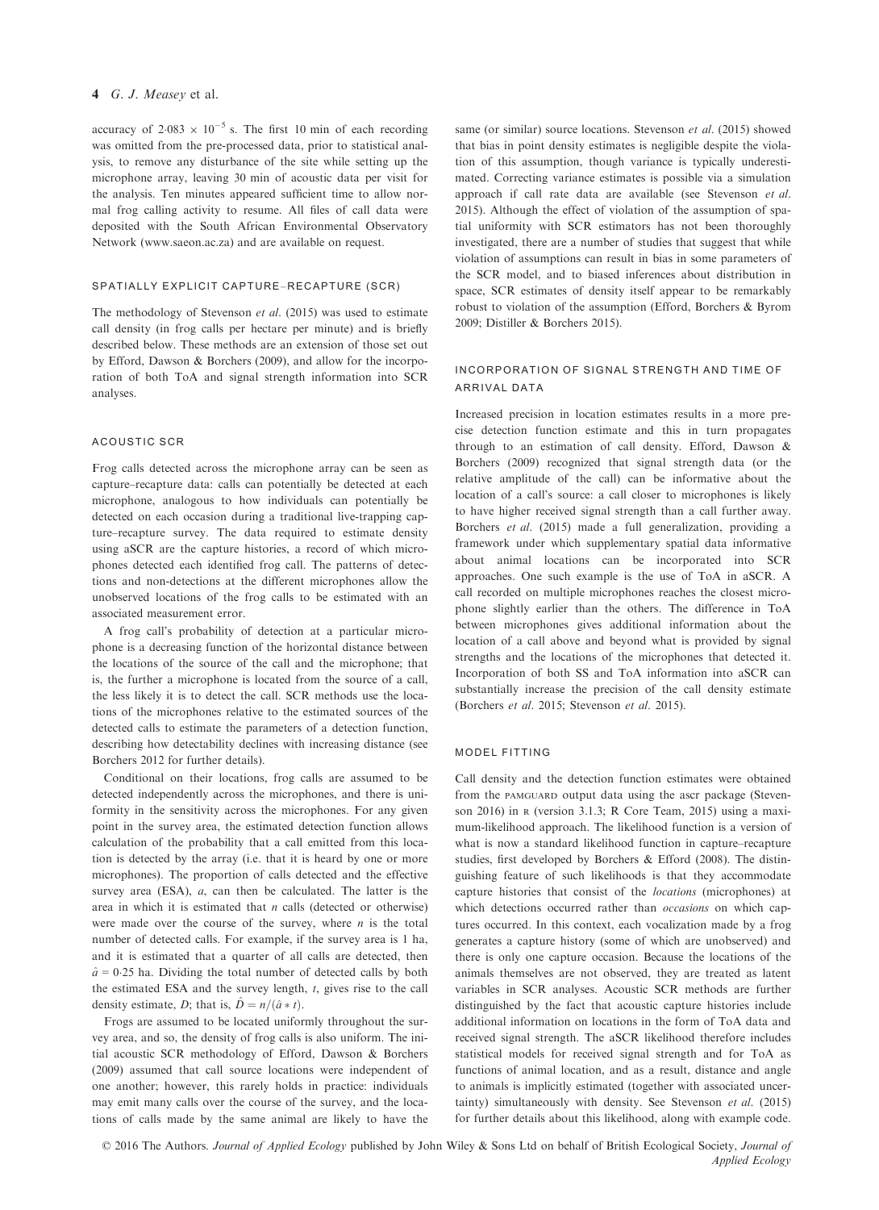accuracy of $2{\cdot}083 \times 10^{-5}$ s. The first 10 min of each recording was omitted from the pre-processed data, prior to statistical analysis, to remove any disturbance of the site while setting up the microphone array, leaving 30 min of acoustic data per visit for the analysis. Ten minutes appeared sufficient time to allow normal frog calling activity to resume. All files of call data were deposited with the South African Environmental Observatory Network (www.saeon.ac.za) and are available on request.

## SPATIALLY EXPLICIT CAPTURE–RECAPTURE (SCR)

The methodology of Stevenson *et al.* (2015) was used to estimate call density (in frog calls per hectare per minute) and is briefly described below. These methods are an extension of those set out by Efford, Dawson & Borchers (2009), and allow for the incorporation of both ToA and signal strength information into SCR analyses.

### ACOUSTIC SCR

Frog calls detected across the microphone array can be seen as capture–recapture data: calls can potentially be detected at each microphone, analogous to how individuals can potentially be detected on each occasion during a traditional live-trapping capture–recapture survey. The data required to estimate density using aSCR are the capture histories, a record of which microphones detected each identified frog call. The patterns of detections and non-detections at the different microphones allow the unobserved locations of the frog calls to be estimated with an associated measurement error.

A frog call's probability of detection at a particular microphone is a decreasing function of the horizontal distance between the locations of the source of the call and the microphone; that is, the further a microphone is located from the source of a call, the less likely it is to detect the call. SCR methods use the locations of the microphones relative to the estimated sources of the detected calls to estimate the parameters of a detection function, describing how detectability declines with increasing distance (see Borchers 2012 for further details).

Conditional on their locations, frog calls are assumed to be detected independently across the microphones, and there is uniformity in the sensitivity across the microphones. For any given point in the survey area, the estimated detection function allows calculation of the probability that a call emitted from this location is detected by the array (i.e. that it is heard by one or more microphones). The proportion of calls detected and the effective survey area (ESA), $a$, can then be calculated. The latter is the area in which it is estimated that $n$ calls (detected or otherwise) were made over the course of the survey, where $n$ is the total number of detected calls. For example, if the survey area is 1 ha, and it is estimated that a quarter of all calls are detected, then $\hat{a} = 0{\cdot}25$ ha. Dividing the total number of detected calls by both the estimated ESA and the survey length, $t$, gives rise to the call density estimate, $D$; that is, $\hat{D} = n/(\hat{a} * t)$.

Frogs are assumed to be located uniformly throughout the survey area, and so, the density of frog calls is also uniform. The initial acoustic SCR methodology of Efford, Dawson & Borchers (2009) assumed that call source locations were independent of one another; however, this rarely holds in practice: individuals may emit many calls over the course of the survey, and the locations of calls made by the same animal are likely to have the same (or similar) source locations. Stevenson *et al.* (2015) showed that bias in point density estimates is negligible despite the violation of this assumption, though variance is typically underestimated. Correcting variance estimates is possible via a simulation approach if call rate data are available (see Stevenson *et al.* 2015). Although the effect of violation of the assumption of spatial uniformity with SCR estimators has not been thoroughly investigated, there are a number of studies that suggest that while violation of assumptions can result in bias in some parameters of the SCR model, and to biased inferences about distribution in space, SCR estimates of density itself appear to be remarkably robust to violation of the assumption (Efford, Borchers & Byrom 2009; Distiller & Borchers 2015).

### INCORPORATION OF SIGNAL STRENGTH AND TIME OF ARRIVAL DATA

Increased precision in location estimates results in a more precise detection function estimate and this in turn propagates through to an estimation of call density. Efford, Dawson & Borchers (2009) recognized that signal strength data (or the relative amplitude of the call) can be informative about the location of a call's source: a call closer to microphones is likely to have higher received signal strength than a call further away. Borchers *et al.* (2015) made a full generalization, providing a framework under which supplementary spatial data informative about animal locations can be incorporated into SCR approaches. One such example is the use of ToA in aSCR. A call recorded on multiple microphones reaches the closest microphone slightly earlier than the others. The difference in ToA between microphones gives additional information about the location of a call above and beyond what is provided by signal strengths and the locations of the microphones that detected it. Incorporation of both SS and ToA information into aSCR can substantially increase the precision of the call density estimate (Borchers *et al.* 2015; Stevenson *et al.* 2015).

### MODEL FITTING

Call density and the detection function estimates were obtained from the PAMGUARD output data using the ascr package (Stevenson 2016) in R (version 3.1.3; R Core Team, 2015) using a maximum-likelihood approach. The likelihood function is a version of what is now a standard likelihood function in capture–recapture studies, first developed by Borchers & Efford (2008). The distinguishing feature of such likelihoods is that they accommodate capture histories that consist of the *locations* (microphones) at which detections occurred rather than *occasions* on which captures occurred. In this context, each vocalization made by a frog generates a capture history (some of which are unobserved) and there is only one capture occasion. Because the locations of the animals themselves are not observed, they are treated as latent variables in SCR analyses. Acoustic SCR methods are further distinguished by the fact that acoustic capture histories include additional information on locations in the form of ToA data and received signal strength. The aSCR likelihood therefore includes statistical models for received signal strength and for ToA as functions of animal location, and as a result, distance and angle to animals is implicitly estimated (together with associated uncertainty) simultaneously with density. See Stevenson *et al.* (2015) for further details about this likelihood, along with example code.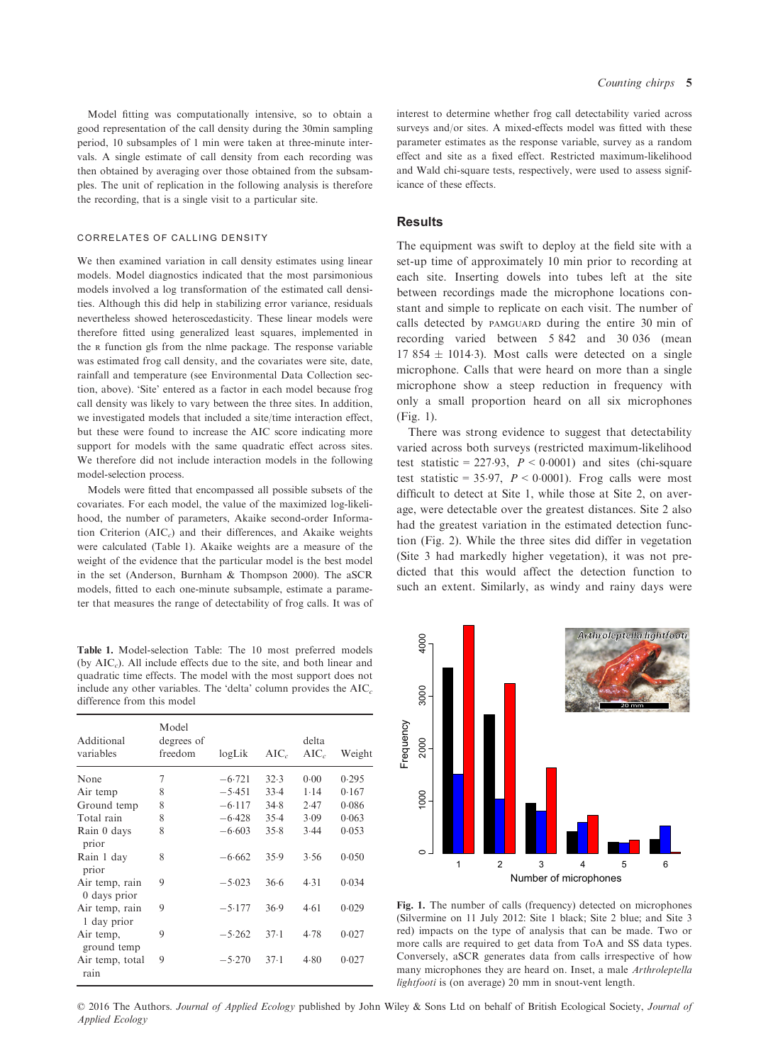Model fitting was computationally intensive, so to obtain a good representation of the call density during the 30min sampling period, 10 subsamples of 1 min were taken at three-minute intervals. A single estimate of call density from each recording was then obtained by averaging over those obtained from the subsamples. The unit of replication in the following analysis is therefore the recording, that is a single visit to a particular site.

### CORRELATES OF CALLING DENSITY

We then examined variation in call density estimates using linear models. Model diagnostics indicated that the most parsimonious models involved a log transformation of the estimated call densities. Although this did help in stabilizing error variance, residuals nevertheless showed heteroscedasticity. These linear models were therefore fitted using generalized least squares, implemented in the R function gls from the nlme package. The response variable was estimated frog call density, and the covariates were site, date, rainfall and temperature (see Environmental Data Collection section, above). 'Site' entered as a factor in each model because frog call density was likely to vary between the three sites. In addition, we investigated models that included a site/time interaction effect, but these were found to increase the AIC score indicating more support for models with the same quadratic effect across sites. We therefore did not include interaction models in the following model-selection process.

Models were fitted that encompassed all possible subsets of the covariates. For each model, the value of the maximized log-likelihood, the number of parameters, Akaike second-order Information Criterion ($AIC_c$) and their differences, and Akaike weights were calculated (Table 1). Akaike weights are a measure of the weight of the evidence that the particular model is the best model in the set (Anderson, Burnham & Thompson 2000). The aSCR models, fitted to each one-minute subsample, estimate a parameter that measures the range of detectability of frog calls. It was of interest to determine whether frog call detectability varied across surveys and/or sites. A mixed-effects model was fitted with these parameter estimates as the response variable, survey as a random effect and site as a fixed effect. Restricted maximum-likelihood and Wald chi-square tests, respectively, were used to assess significance of these effects.

**Table 1.** Model-selection Table: The 10 most preferred models (by $AIC_c$). All include effects due to the site, and both linear and quadratic time effects. The model with the most support does not include any other variables. The 'delta' column provides the $AIC_c$ difference from this model

| Additional variables | Model degrees of freedom | logLik | $AIC_c$ | delta $AIC_c$ | Weight |
|---|---|---|---|---|---|
| None | 7 | −6·721 | 32·3 | 0·00 | 0·295 |
| Air temp | 8 | −5·451 | 33·4 | 1·14 | 0·167 |
| Ground temp | 8 | −6·117 | 34·8 | 2·47 | 0·086 |
| Total rain | 8 | −6·428 | 35·4 | 3·09 | 0·063 |
| Rain 0 days prior | 8 | −6·603 | 35·8 | 3·44 | 0·053 |
| Rain 1 day prior | 8 | −6·662 | 35·9 | 3·56 | 0·050 |
| Air temp, rain 0 days prior | 9 | −5·023 | 36·6 | 4·31 | 0·034 |
| Air temp, rain 1 day prior | 9 | −5·177 | 36·9 | 4·61 | 0·029 |
| Air temp, ground temp | 9 | −5·262 | 37·1 | 4·78 | 0·027 |
| Air temp, total rain | 9 | −5·270 | 37·1 | 4·80 | 0·027 |

## Results

The equipment was swift to deploy at the field site with a set-up time of approximately 10 min prior to recording at each site. Inserting dowels into tubes left at the site between recordings made the microphone locations constant and simple to replicate on each visit. The number of calls detected by PAMGUARD during the entire 30 min of recording varied between 5 842 and 30 036 (mean 17 854 ± 1014·3). Most calls were detected on a single microphone. Calls that were heard on more than a single microphone show a steep reduction in frequency with only a small proportion heard on all six microphones (Fig. 1).

There was strong evidence to suggest that detectability varied across both surveys (restricted maximum-likelihood test statistic = 227·93, $P < 0{\cdot}0001$) and sites (chi-square test statistic = 35·97, $P < 0{\cdot}0001$). Frog calls were most difficult to detect at Site 1, while those at Site 2, on average, were detectable over the greatest distances. Site 2 also had the greatest variation in the estimated detection function (Fig. 2). While the three sites did differ in vegetation (Site 3 had markedly higher vegetation), it was not predicted that this would affect the detection function to such an extent. Similarly, as windy and rainy days were

**Fig. 1.** The number of calls (frequency) detected on microphones (Silvermine on 11 July 2012: Site 1 black; Site 2 blue; and Site 3 red) impacts on the type of analysis that can be made. Two or more calls are required to get data from ToA and SS data types. Conversely, aSCR generates data from calls irrespective of how many microphones they are heard on. Inset, a male *Arthroleptella lightfooti* is (on average) 20 mm in snout-vent length.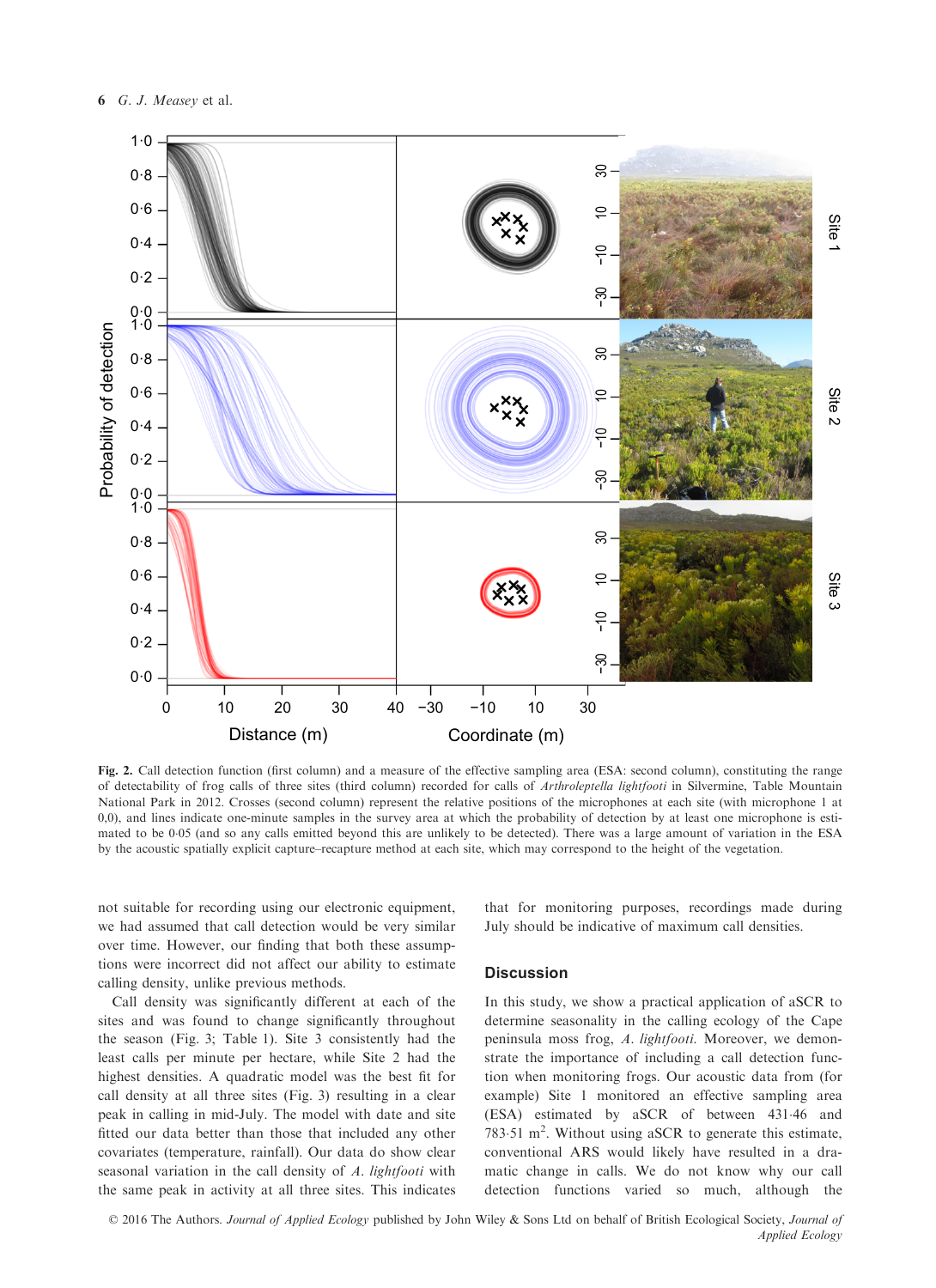**Fig. 2.** Call detection function (first column) and a measure of the effective sampling area (ESA: second column), constituting the range of detectability of frog calls of three sites (third column) recorded for calls of *Arthroleptella lightfooti* in Silvermine, Table Mountain National Park in 2012. Crosses (second column) represent the relative positions of the microphones at each site (with microphone 1 at 0,0), and lines indicate one-minute samples in the survey area at which the probability of detection by at least one microphone is estimated to be 0·05 (and so any calls emitted beyond this are unlikely to be detected). There was a large amount of variation in the ESA by the acoustic spatially explicit capture–recapture method at each site, which may correspond to the height of the vegetation.

not suitable for recording using our electronic equipment, we had assumed that call detection would be very similar over time. However, our finding that both these assumptions were incorrect did not affect our ability to estimate calling density, unlike previous methods.

Call density was significantly different at each of the sites and was found to change significantly throughout the season (Fig. 3; Table 1). Site 3 consistently had the least calls per minute per hectare, while Site 2 had the highest densities. A quadratic model was the best fit for call density at all three sites (Fig. 3) resulting in a clear peak in calling in mid-July. The model with date and site fitted our data better than those that included any other covariates (temperature, rainfall). Our data do show clear seasonal variation in the call density of *A. lightfooti* with the same peak in activity at all three sites. This indicates that for monitoring purposes, recordings made during July should be indicative of maximum call densities.

## Discussion

In this study, we show a practical application of aSCR to determine seasonality in the calling ecology of the Cape peninsula moss frog, *A. lightfooti*. Moreover, we demonstrate the importance of including a call detection function when monitoring frogs. Our acoustic data from (for example) Site 1 monitored an effective sampling area (ESA) estimated by aSCR of between 431·46 and 783·51 $m^2$. Without using aSCR to generate this estimate, conventional ARS would likely have resulted in a dramatic change in calls. We do not know why our call detection functions varied so much, although the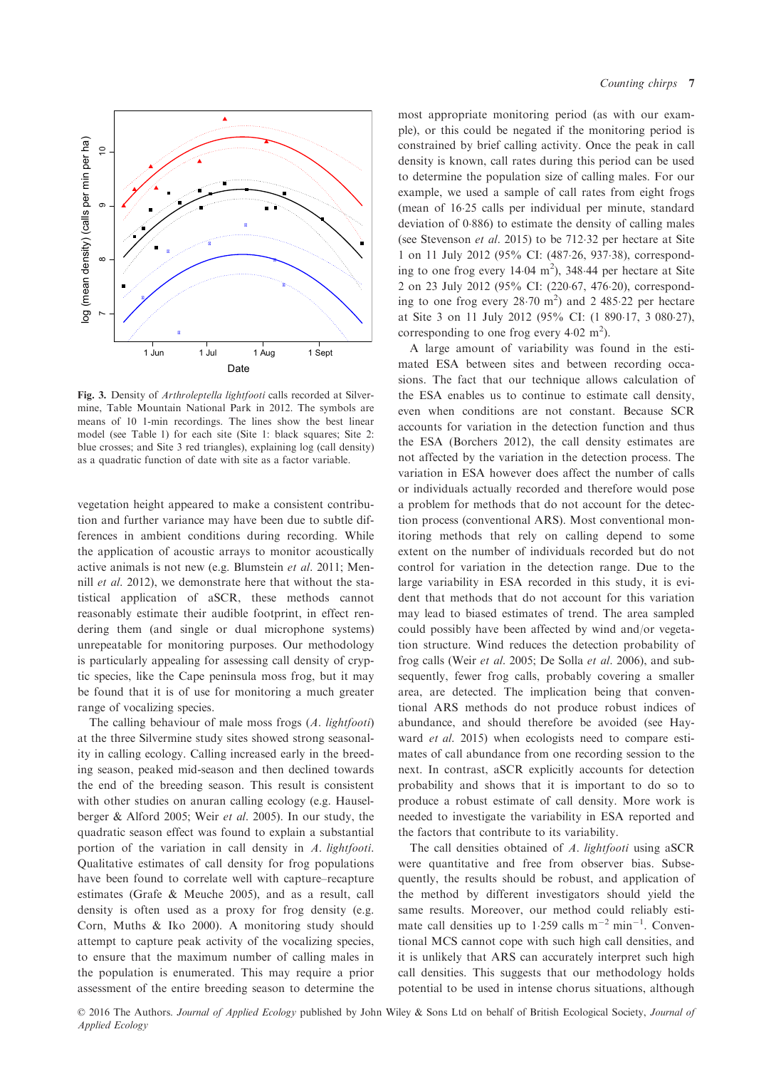Fig. 3. Density of *Arthroleptella lightfooti* calls recorded at Silvermine, Table Mountain National Park in 2012. The symbols are means of 10 1-min recordings. The lines show the best linear model (see Table 1) for each site (Site 1: black squares; Site 2: blue crosses; and Site 3 red triangles), explaining log (call density) as a quadratic function of date with site as a factor variable.

vegetation height appeared to make a consistent contribution and further variance may have been due to subtle differences in ambient conditions during recording. While the application of acoustic arrays to monitor acoustically active animals is not new (e.g. Blumstein *et al.* 2011; Mennill *et al.* 2012), we demonstrate here that without the statistical application of aSCR, these methods cannot reasonably estimate their audible footprint, in effect rendering them (and single or dual microphone systems) unrepeatable for monitoring purposes. Our methodology is particularly appealing for assessing call density of cryptic species, like the Cape peninsula moss frog, but it may be found that it is of use for monitoring a much greater range of vocalizing species.

The calling behaviour of male moss frogs (*A. lightfooti*) at the three Silvermine study sites showed strong seasonality in calling ecology. Calling increased early in the breeding season, peaked mid-season and then declined towards the end of the breeding season. This result is consistent with other studies on anuran calling ecology (e.g. Hauselberger & Alford 2005; Weir *et al.* 2005). In our study, the quadratic season effect was found to explain a substantial portion of the variation in call density in *A. lightfooti*. Qualitative estimates of call density for frog populations have been found to correlate well with capture–recapture estimates (Grafe & Meuche 2005), and as a result, call density is often used as a proxy for frog density (e.g. Corn, Muths & Iko 2000). A monitoring study should attempt to capture peak activity of the vocalizing species, to ensure that the maximum number of calling males in the population is enumerated. This may require a prior assessment of the entire breeding season to determine the most appropriate monitoring period (as with our example), or this could be negated if the monitoring period is constrained by brief calling activity. Once the peak in call density is known, call rates during this period can be used to determine the population size of calling males. For our example, we used a sample of call rates from eight frogs (mean of 16·25 calls per individual per minute, standard deviation of 0·886) to estimate the density of calling males (see Stevenson *et al.* 2015) to be 712·32 per hectare at Site 1 on 11 July 2012 (95% CI: (487·26, 937·38), corresponding to one frog every 14·04 m$^2$), 348·44 per hectare at Site 2 on 23 July 2012 (95% CI: (220·67, 476·20), corresponding to one frog every 28·70 m$^2$) and 2 485·22 per hectare at Site 3 on 11 July 2012 (95% CI: (1 890·17, 3 080·27), corresponding to one frog every 4·02 m$^2$).

A large amount of variability was found in the estimated ESA between sites and between recording occasions. The fact that our technique allows calculation of the ESA enables us to continue to estimate call density, even when conditions are not constant. Because SCR accounts for variation in the detection function and thus the ESA (Borchers 2012), the call density estimates are not affected by the variation in the detection process. The variation in ESA however does affect the number of calls or individuals actually recorded and therefore would pose a problem for methods that do not account for the detection process (conventional ARS). Most conventional monitoring methods that rely on calling depend to some extent on the number of individuals recorded but do not control for variation in the detection range. Due to the large variability in ESA recorded in this study, it is evident that methods that do not account for this variation may lead to biased estimates of trend. The area sampled could possibly have been affected by wind and/or vegetation structure. Wind reduces the detection probability of frog calls (Weir *et al.* 2005; De Solla *et al.* 2006), and subsequently, fewer frog calls, probably covering a smaller area, are detected. The implication being that conventional ARS methods do not produce robust indices of abundance, and should therefore be avoided (see Hayward *et al.* 2015) when ecologists need to compare estimates of call abundance from one recording session to the next. In contrast, aSCR explicitly accounts for detection probability and shows that it is important to do so to produce a robust estimate of call density. More work is needed to investigate the variability in ESA reported and the factors that contribute to its variability.

The call densities obtained of *A. lightfooti* using aSCR were quantitative and free from observer bias. Subsequently, the results should be robust, and application of the method by different investigators should yield the same results. Moreover, our method could reliably estimate call densities up to 1·259 calls m$^{-2}$ min$^{-1}$. Conventional MCS cannot cope with such high call densities, and it is unlikely that ARS can accurately interpret such high call densities. This suggests that our methodology holds potential to be used in intense chorus situations, although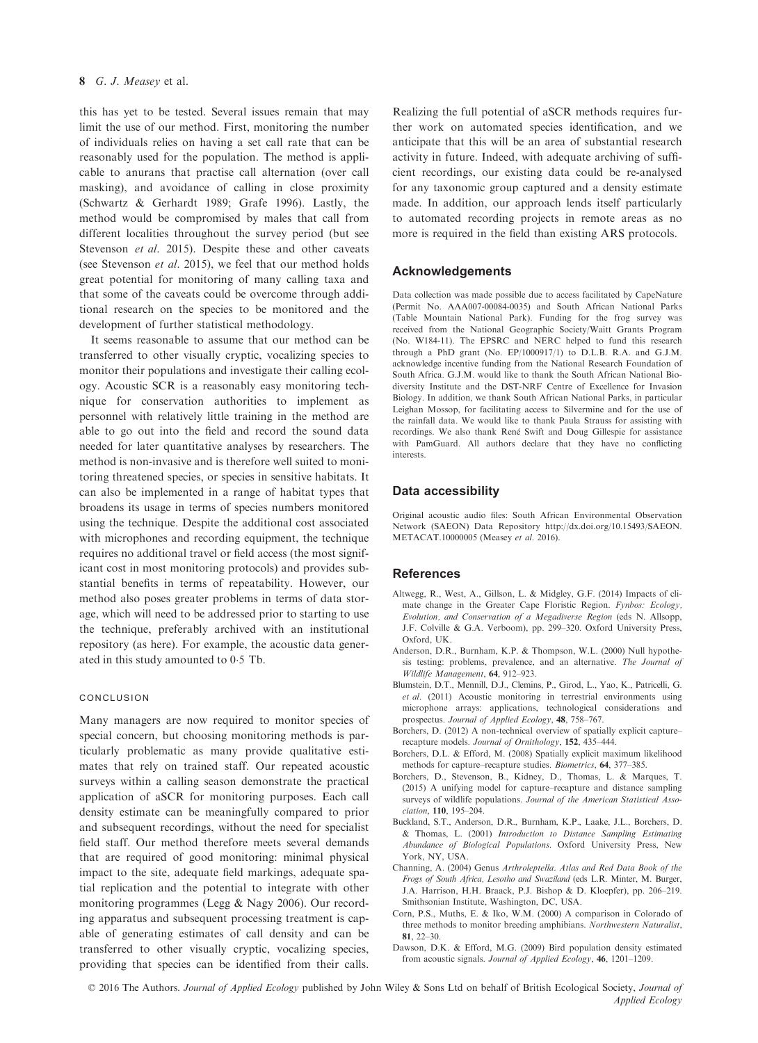this has yet to be tested. Several issues remain that may limit the use of our method. First, monitoring the number of individuals relies on having a set call rate that can be reasonably used for the population. The method is applicable to anurans that practise call alternation (over call masking), and avoidance of calling in close proximity (Schwartz & Gerhardt 1989; Grafe 1996). Lastly, the method would be compromised by males that call from different localities throughout the survey period (but see Stevenson *et al.* 2015). Despite these and other caveats (see Stevenson *et al.* 2015), we feel that our method holds great potential for monitoring of many calling taxa and that some of the caveats could be overcome through additional research on the species to be monitored and the development of further statistical methodology.

It seems reasonable to assume that our method can be transferred to other visually cryptic, vocalizing species to monitor their populations and investigate their calling ecology. Acoustic SCR is a reasonably easy monitoring technique for conservation authorities to implement as personnel with relatively little training in the method are able to go out into the field and record the sound data needed for later quantitative analyses by researchers. The method is non-invasive and is therefore well suited to monitoring threatened species, or species in sensitive habitats. It can also be implemented in a range of habitat types that broadens its usage in terms of species numbers monitored using the technique. Despite the additional cost associated with microphones and recording equipment, the technique requires no additional travel or field access (the most significant cost in most monitoring protocols) and provides substantial benefits in terms of repeatability. However, our method also poses greater problems in terms of data storage, which will need to be addressed prior to starting to use the technique, preferably archived with an institutional repository (as here). For example, the acoustic data generated in this study amounted to 0·5 Tb.

### CONCLUSION

Many managers are now required to monitor species of special concern, but choosing monitoring methods is particularly problematic as many provide qualitative estimates that rely on trained staff. Our repeated acoustic surveys within a calling season demonstrate the practical application of aSCR for monitoring purposes. Each call density estimate can be meaningfully compared to prior and subsequent recordings, without the need for specialist field staff. Our method therefore meets several demands that are required of good monitoring: minimal physical impact to the site, adequate field markings, adequate spatial replication and the potential to integrate with other monitoring programmes (Legg & Nagy 2006). Our recording apparatus and subsequent processing treatment is capable of generating estimates of call density and can be transferred to other visually cryptic, vocalizing species, providing that species can be identified from their calls. Realizing the full potential of aSCR methods requires further work on automated species identification, and we anticipate that this will be an area of substantial research activity in future. Indeed, with adequate archiving of sufficient recordings, our existing data could be re-analysed for any taxonomic group captured and a density estimate made. In addition, our approach lends itself particularly to automated recording projects in remote areas as no more is required in the field than existing ARS protocols.

## Acknowledgements

Data collection was made possible due to access facilitated by CapeNature (Permit No. AAA007-00084-0035) and South African National Parks (Table Mountain National Park). Funding for the frog survey was received from the National Geographic Society/Waitt Grants Program (No. W184-11). The EPSRC and NERC helped to fund this research through a PhD grant (No. EP/1000917/1) to D.L.B. R.A. and G.J.M. acknowledge incentive funding from the National Research Foundation of South Africa. G.J.M. would like to thank the South African National Biodiversity Institute and the DST-NRF Centre of Excellence for Invasion Biology. In addition, we thank South African National Parks, in particular Leighan Mossop, for facilitating access to Silvermine and for the use of the rainfall data. We would like to thank Paula Strauss for assisting with recordings. We also thank René Swift and Doug Gillespie for assistance with PamGuard. All authors declare that they have no conflicting interests.

## Data accessibility

Original acoustic audio files: South African Environmental Observation Network (SAEON) Data Repository http://dx.doi.org/10.15493/SAEON.METACAT.10000005 (Measey *et al.* 2016).

## References

- Altwegg, R., West, A., Gillson, L. & Midgley, G.F. (2014) Impacts of climate change in the Greater Cape Floristic Region. *Fynbos: Ecology, Evolution, and Conservation of a Megadiverse Region* (eds N. Allsopp, J.F. Colville & G.A. Verboom), pp. 299–320. Oxford University Press, Oxford, UK.
- Anderson, D.R., Burnham, K.P. & Thompson, W.L. (2000) Null hypothesis testing: problems, prevalence, and an alternative. *The Journal of Wildlife Management*, **64**, 912–923.
- Blumstein, D.T., Mennill, D.J., Clemins, P., Girod, L., Yao, K., Patricelli, G. *et al.* (2011) Acoustic monitoring in terrestrial environments using microphone arrays: applications, technological considerations and prospectus. *Journal of Applied Ecology*, **48**, 758–767.
- Borchers, D. (2012) A non-technical overview of spatially explicit capture–recapture models. *Journal of Ornithology*, **152**, 435–444.
- Borchers, D.L. & Efford, M. (2008) Spatially explicit maximum likelihood methods for capture–recapture studies. *Biometrics*, **64**, 377–385.
- Borchers, D., Stevenson, B., Kidney, D., Thomas, L. & Marques, T. (2015) A unifying model for capture–recapture and distance sampling surveys of wildlife populations. *Journal of the American Statistical Association*, **110**, 195–204.
- Buckland, S.T., Anderson, D.R., Burnham, K.P., Laake, J.L., Borchers, D. & Thomas, L. (2001) *Introduction to Distance Sampling Estimating Abundance of Biological Populations*. Oxford University Press, New York, NY, USA.
- Channing, A. (2004) Genus *Arthroleptella*. *Atlas and Red Data Book of the Frogs of South Africa, Lesotho and Swaziland* (eds L.R. Minter, M. Burger, J.A. Harrison, H.H. Braack, P.J. Bishop & D. Kloepfer), pp. 206–219. Smithsonian Institute, Washington, DC, USA.
- Corn, P.S., Muths, E. & Iko, W.M. (2000) A comparison in Colorado of three methods to monitor breeding amphibians. *Northwestern Naturalist*, **81**, 22–30.
- Dawson, D.K. & Efford, M.G. (2009) Bird population density estimated from acoustic signals. *Journal of Applied Ecology*, **46**, 1201–1209.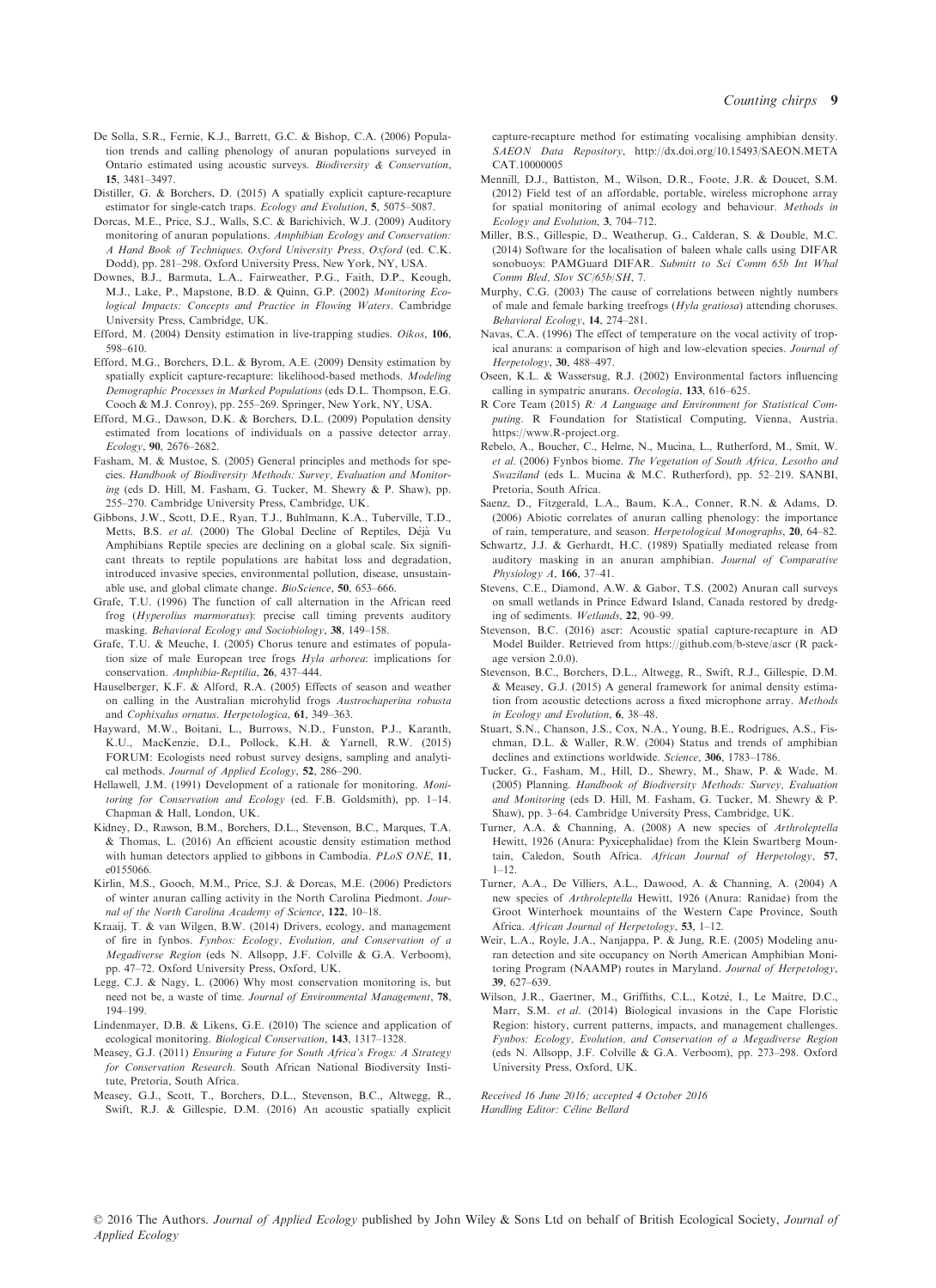De Solla, S.R., Fernie, K.J., Barrett, G.C. & Bishop, C.A. (2006) Population trends and calling phenology of anuran populations surveyed in Ontario estimated using acoustic surveys. *Biodiversity & Conservation*, **15**, 3481–3497.

Distiller, G. & Borchers, D. (2015) A spatially explicit capture-recapture estimator for single-catch traps. *Ecology and Evolution*, **5**, 5075–5087.

Dorcas, M.E., Price, S.J., Walls, S.C. & Barichivich, W.J. (2009) Auditory monitoring of anuran populations. *Amphibian Ecology and Conservation: A Hand Book of Techniques. Oxford University Press, Oxford* (ed. C.K. Dodd), pp. 281–298. Oxford University Press, New York, NY, USA.

Downes, B.J., Barmuta, L.A., Fairweather, P.G., Faith, D.P., Keough, M.J., Lake, P., Mapstone, B.D. & Quinn, G.P. (2002) *Monitoring Ecological Impacts: Concepts and Practice in Flowing Waters*. Cambridge University Press, Cambridge, UK.

Efford, M. (2004) Density estimation in live-trapping studies. *Oikos*, **106**, 598–610.

Efford, M.G., Borchers, D.L. & Byrom, A.E. (2009) Density estimation by spatially explicit capture-recapture: likelihood-based methods. *Modeling Demographic Processes in Marked Populations* (eds D.L. Thompson, E.G. Cooch & M.J. Conroy), pp. 255–269. Springer, New York, NY, USA.

Efford, M.G., Dawson, D.K. & Borchers, D.L. (2009) Population density estimated from locations of individuals on a passive detector array. *Ecology*, **90**, 2676–2682.

Fasham, M. & Mustoe, S. (2005) General principles and methods for species. *Handbook of Biodiversity Methods: Survey, Evaluation and Monitoring* (eds D. Hill, M. Fasham, G. Tucker, M. Shewry & P. Shaw), pp. 255–270. Cambridge University Press, Cambridge, UK.

Gibbons, J.W., Scott, D.E., Ryan, T.J., Buhlmann, K.A., Tuberville, T.D., Metts, B.S. *et al.* (2000) The Global Decline of Reptiles, Déjà Vu Amphibians Reptile species are declining on a global scale. Six significant threats to reptile populations are habitat loss and degradation, introduced invasive species, environmental pollution, disease, unsustainable use, and global climate change. *BioScience*, **50**, 653–666.

Grafe, T.U. (1996) The function of call alternation in the African reed frog (*Hyperolius marmoratus*): precise call timing prevents auditory masking. *Behavioral Ecology and Sociobiology*, **38**, 149–158.

Grafe, T.U. & Meuche, I. (2005) Chorus tenure and estimates of population size of male European tree frogs *Hyla arborea*: implications for conservation. *Amphibia-Reptilia*, **26**, 437–444.

Hauselberger, K.F. & Alford, R.A. (2005) Effects of season and weather on calling in the Australian microhylid frogs *Austrochaperina robusta* and *Cophixalus ornatus*. *Herpetologica*, **61**, 349–363.

Hayward, M.W., Boitani, L., Burrows, N.D., Funston, P.J., Karanth, K.U., MacKenzie, D.I., Pollock, K.H. & Yarnell, R.W. (2015) FORUM: Ecologists need robust survey designs, sampling and analytical methods. *Journal of Applied Ecology*, **52**, 286–290.

Hellawell, J.M. (1991) Development of a rationale for monitoring. *Monitoring for Conservation and Ecology* (ed. F.B. Goldsmith), pp. 1–14. Chapman & Hall, London, UK.

Kidney, D., Rawson, B.M., Borchers, D.L., Stevenson, B.C., Marques, T.A. & Thomas, L. (2016) An efficient acoustic density estimation method with human detectors applied to gibbons in Cambodia. *PLoS ONE*, **11**, e0155066.

Kirlin, M.S., Gooch, M.M., Price, S.J. & Dorcas, M.E. (2006) Predictors of winter anuran calling activity in the North Carolina Piedmont. *Journal of the North Carolina Academy of Science*, **122**, 10–18.

Kraaij, T. & van Wilgen, B.W. (2014) Drivers, ecology, and management of fire in fynbos. *Fynbos: Ecology, Evolution, and Conservation of a Megadiverse Region* (eds N. Allsopp, J.F. Colville & G.A. Verboom), pp. 47–72. Oxford University Press, Oxford, UK.

Legg, C.J. & Nagy, L. (2006) Why most conservation monitoring is, but need not be, a waste of time. *Journal of Environmental Management*, **78**, 194–199.

Lindenmayer, D.B. & Likens, G.E. (2010) The science and application of ecological monitoring. *Biological Conservation*, **143**, 1317–1328.

Measey, G.J. (2011) *Ensuring a Future for South Africa's Frogs: A Strategy for Conservation Research*. South African National Biodiversity Institute, Pretoria, South Africa.

Measey, G.J., Scott, T., Borchers, D.L., Stevenson, B.C., Altwegg, R., Swift, R.J. & Gillespie, D.M. (2016) An acoustic spatially explicit capture-recapture method for estimating vocalising amphibian density. *SAEON Data Repository*, http://dx.doi.org/10.15493/SAEON.METACAT.10000005

Mennill, D.J., Battiston, M., Wilson, D.R., Foote, J.R. & Doucet, S.M. (2012) Field test of an affordable, portable, wireless microphone array for spatial monitoring of animal ecology and behaviour. *Methods in Ecology and Evolution*, **3**, 704–712.

Miller, B.S., Gillespie, D., Weatherup, G., Calderan, S. & Double, M.C. (2014) Software for the localisation of baleen whale calls using DIFAR sonobuoys: PAMGuard DIFAR. *Submitt to Sci Comm 65b Int Whal Comm Bled, Slov SC/65b/SH*, 7.

Murphy, C.G. (2003) The cause of correlations between nightly numbers of male and female barking treefrogs (*Hyla gratiosa*) attending choruses. *Behavioral Ecology*, **14**, 274–281.

Navas, C.A. (1996) The effect of temperature on the vocal activity of tropical anurans: a comparison of high and low-elevation species. *Journal of Herpetology*, **30**, 488–497.

Oseen, K.L. & Wassersug, R.J. (2002) Environmental factors influencing calling in sympatric anurans. *Oecologia*, **133**, 616–625.

R Core Team (2015) *R: A Language and Environment for Statistical Computing*. R Foundation for Statistical Computing, Vienna, Austria. https://www.R-project.org.

Rebelo, A., Boucher, C., Helme, N., Mucina, L., Rutherford, M., Smit, W. *et al.* (2006) Fynbos biome. *The Vegetation of South Africa, Lesotho and Swaziland* (eds L. Mucina & M.C. Rutherford), pp. 52–219. SANBI, Pretoria, South Africa.

Saenz, D., Fitzgerald, L.A., Baum, K.A., Conner, R.N. & Adams, D. (2006) Abiotic correlates of anuran calling phenology: the importance of rain, temperature, and season. *Herpetological Monographs*, **20**, 64–82.

Schwartz, J.J. & Gerhardt, H.C. (1989) Spatially mediated release from auditory masking in an anuran amphibian. *Journal of Comparative Physiology A*, **166**, 37–41.

Stevens, C.E., Diamond, A.W. & Gabor, T.S. (2002) Anuran call surveys on small wetlands in Prince Edward Island, Canada restored by dredging of sediments. *Wetlands*, **22**, 90–99.

Stevenson, B.C. (2016) ascr: Acoustic spatial capture-recapture in AD Model Builder. Retrieved from https://github.com/b-steve/ascr (R package version 2.0.0).

Stevenson, B.C., Borchers, D.L., Altwegg, R., Swift, R.J., Gillespie, D.M. & Measey, G.J. (2015) A general framework for animal density estimation from acoustic detections across a fixed microphone array. *Methods in Ecology and Evolution*, **6**, 38–48.

Stuart, S.N., Chanson, J.S., Cox, N.A., Young, B.E., Rodrigues, A.S., Fischman, D.L. & Waller, R.W. (2004) Status and trends of amphibian declines and extinctions worldwide. *Science*, **306**, 1783–1786.

Tucker, G., Fasham, M., Hill, D., Shewry, M., Shaw, P. & Wade, M. (2005) Planning. *Handbook of Biodiversity Methods: Survey, Evaluation and Monitoring* (eds D. Hill, M. Fasham, G. Tucker, M. Shewry & P. Shaw), pp. 3–64. Cambridge University Press, Cambridge, UK.

Turner, A.A. & Channing, A. (2008) A new species of *Arthroleptella* Hewitt, 1926 (Anura: Pyxicephalidae) from the Klein Swartberg Mountain, Caledon, South Africa. *African Journal of Herpetology*, **57**, 1–12.

Turner, A.A., De Villiers, A.L., Dawood, A. & Channing, A. (2004) A new species of *Arthroleptella* Hewitt, 1926 (Anura: Ranidae) from the Groot Winterhoek mountains of the Western Cape Province, South Africa. *African Journal of Herpetology*, **53**, 1–12.

Weir, L.A., Royle, J.A., Nanjappa, P. & Jung, R.E. (2005) Modeling anuran detection and site occupancy on North American Amphibian Monitoring Program (NAAMP) routes in Maryland. *Journal of Herpetology*, **39**, 627–639.

Wilson, J.R., Gaertner, M., Griffiths, C.L., Kotzé, I., Le Maitre, D.C., Marr, S.M. *et al.* (2014) Biological invasions in the Cape Floristic Region: history, current patterns, impacts, and management challenges. *Fynbos: Ecology, Evolution, and Conservation of a Megadiverse Region* (eds N. Allsopp, J.F. Colville & G.A. Verboom), pp. 273–298. Oxford University Press, Oxford, UK.

*Received 16 June 2016; accepted 4 October 2016*
*Handling Editor: Céline Bellard*